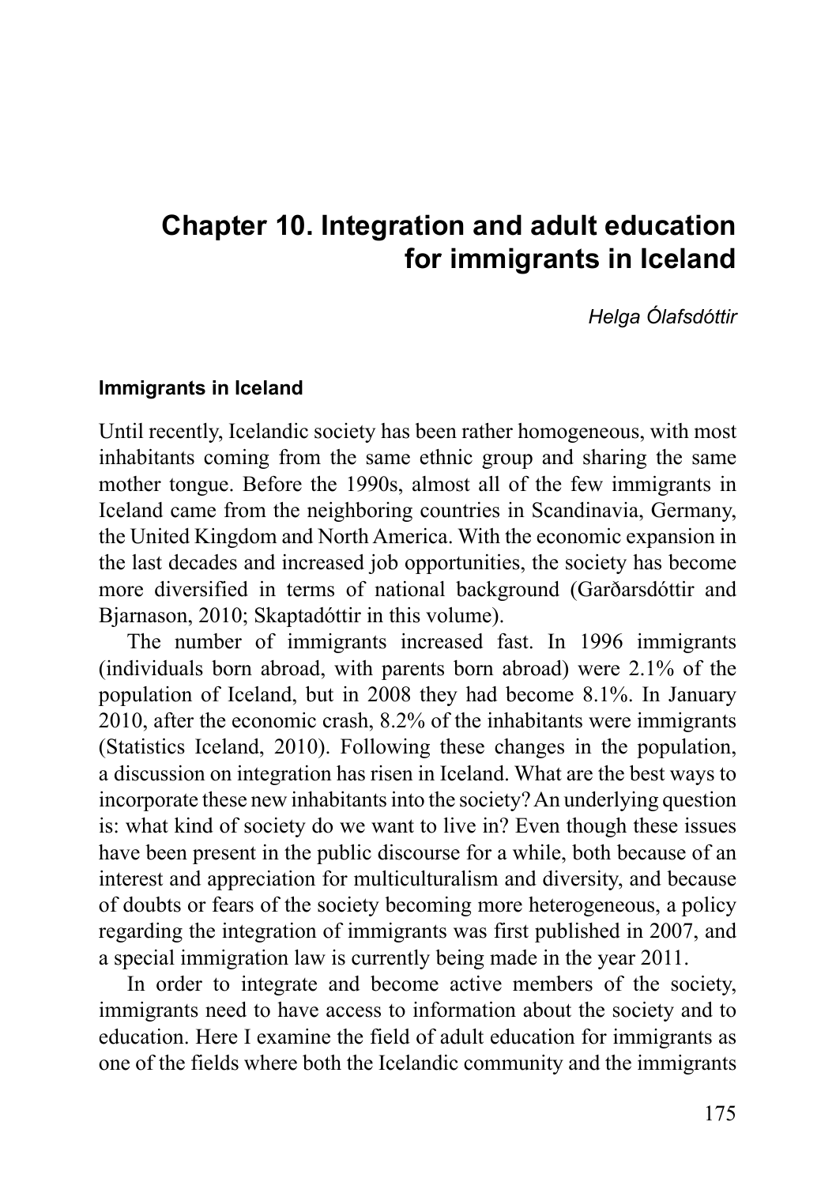# Chapter 10. Integration and adult education for immigrants in Iceland

*Helga Ólafsdóttir*

### Immigrants in Iceland

Until recently, Icelandic society has been rather homogeneous, with most inhabitants coming from the same ethnic group and sharing the same mother tongue. Before the 1990s, almost all of the few immigrants in Iceland came from the neighboring countries in Scandinavia, Germany, the United Kingdom and North America. With the economic expansion in the last decades and increased job opportunities, the society has become more diversified in terms of national background (Garðarsdóttir and Bjarnason, 2010; Skaptadóttir in this volume).

The number of immigrants increased fast. In 1996 immigrants (individuals born abroad, with parents born abroad) were 2.1% of the population of Iceland, but in 2008 they had become 8.1%. In January 2010, after the economic crash, 8.2% of the inhabitants were immigrants (Statistics Iceland, 2010). Following these changes in the population, a discussion on integration has risen in Iceland. What are the best ways to incorporate these new inhabitants into the society? An underlying question is: what kind of society do we want to live in? Even though these issues have been present in the public discourse for a while, both because of an interest and appreciation for multiculturalism and diversity, and because of doubts or fears of the society becoming more heterogeneous, a policy regarding the integration of immigrants was first published in 2007, and a special immigration law is currently being made in the year 2011.

In order to integrate and become active members of the society, immigrants need to have access to information about the society and to education. Here I examine the field of adult education for immigrants as one of the fields where both the Icelandic community and the immigrants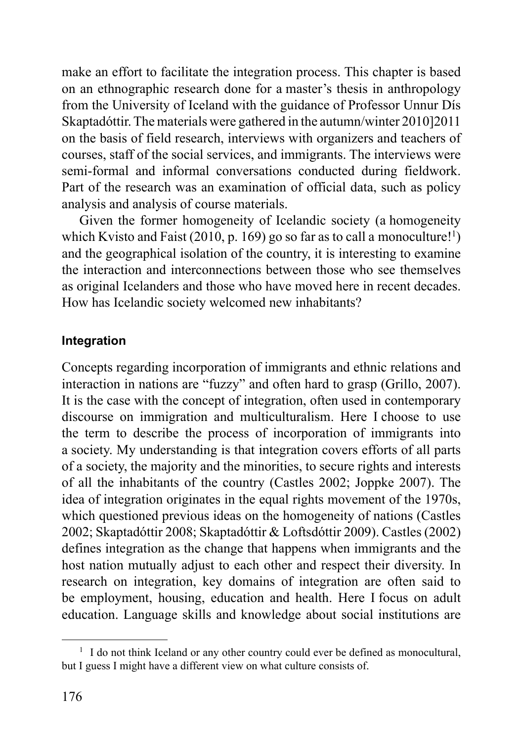make an effort to facilitate the integration process. This chapter is based on an ethnographic research done for a master's thesis in anthropology from the University of Iceland with the guidance of Professor Unnur Dís Skaptadóttir. The materials were gathered in the autumn/winter 2010]2011 on the basis of field research, interviews with organizers and teachers of courses, staff of the social services, and immigrants. The interviews were semi-formal and informal conversations conducted during fieldwork. Part of the research was an examination of official data, such as policy analysis and analysis of course materials.

Given the former homogeneity of Icelandic society (a homogeneity which Kvisto and Faist (2010, p. 169) go so far as to call a monoculture![1]) and the geographical isolation of the country, it is interesting to examine the interaction and interconnections between those who see themselves as original Icelanders and those who have moved here in recent decades. How has Icelandic society welcomed new inhabitants?

### Integration

Concepts regarding incorporation of immigrants and ethnic relations and interaction in nations are "fuzzy" and often hard to grasp (Grillo, 2007). It is the case with the concept of integration, often used in contemporary discourse on immigration and multiculturalism. Here I choose to use the term to describe the process of incorporation of immigrants into a society. My understanding is that integration covers efforts of all parts of a society, the majority and the minorities, to secure rights and interests of all the inhabitants of the country (Castles 2002; Joppke 2007). The idea of integration originates in the equal rights movement of the 1970s, which questioned previous ideas on the homogeneity of nations (Castles 2002; Skaptadóttir 2008; Skaptadóttir & Loftsdóttir 2009). Castles (2002) defines integration as the change that happens when immigrants and the host nation mutually adjust to each other and respect their diversity. In research on integration, key domains of integration are often said to be employment, housing, education and health. Here I focus on adult education. Language skills and knowledge about social institutions are

[1] I do not think Iceland or any other country could ever be defined as monocultural, but I guess I might have a different view on what culture consists of.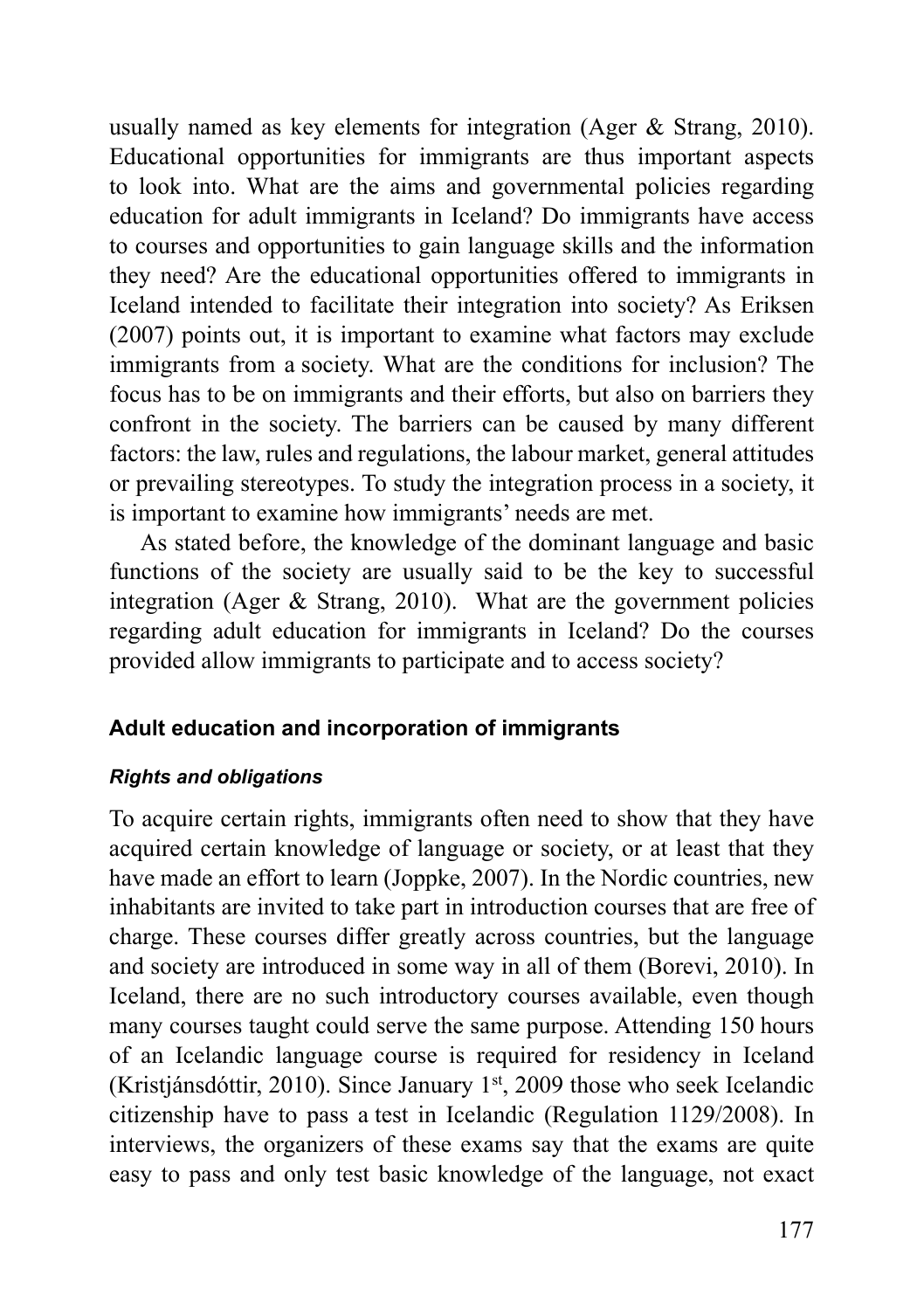usually named as key elements for integration (Ager & Strang, 2010). Educational opportunities for immigrants are thus important aspects to look into. What are the aims and governmental policies regarding education for adult immigrants in Iceland? Do immigrants have access to courses and opportunities to gain language skills and the information they need? Are the educational opportunities offered to immigrants in Iceland intended to facilitate their integration into society? As Eriksen (2007) points out, it is important to examine what factors may exclude immigrants from a society. What are the conditions for inclusion? The focus has to be on immigrants and their efforts, but also on barriers they confront in the society. The barriers can be caused by many different factors: the law, rules and regulations, the labour market, general attitudes or prevailing stereotypes. To study the integration process in a society, it is important to examine how immigrants' needs are met.

As stated before, the knowledge of the dominant language and basic functions of the society are usually said to be the key to successful integration (Ager & Strang, 2010). What are the government policies regarding adult education for immigrants in Iceland? Do the courses provided allow immigrants to participate and to access society?

## Adult education and incorporation of immigrants

### *Rights and obligations*

To acquire certain rights, immigrants often need to show that they have acquired certain knowledge of language or society, or at least that they have made an effort to learn (Joppke, 2007). In the Nordic countries, new inhabitants are invited to take part in introduction courses that are free of charge. These courses differ greatly across countries, but the language and society are introduced in some way in all of them (Borevi, 2010). In Iceland, there are no such introductory courses available, even though many courses taught could serve the same purpose. Attending 150 hours of an Icelandic language course is required for residency in Iceland (Kristjánsdóttir, 2010). Since January 1st, 2009 those who seek Icelandic citizenship have to pass a test in Icelandic (Regulation 1129/2008). In interviews, the organizers of these exams say that the exams are quite easy to pass and only test basic knowledge of the language, not exact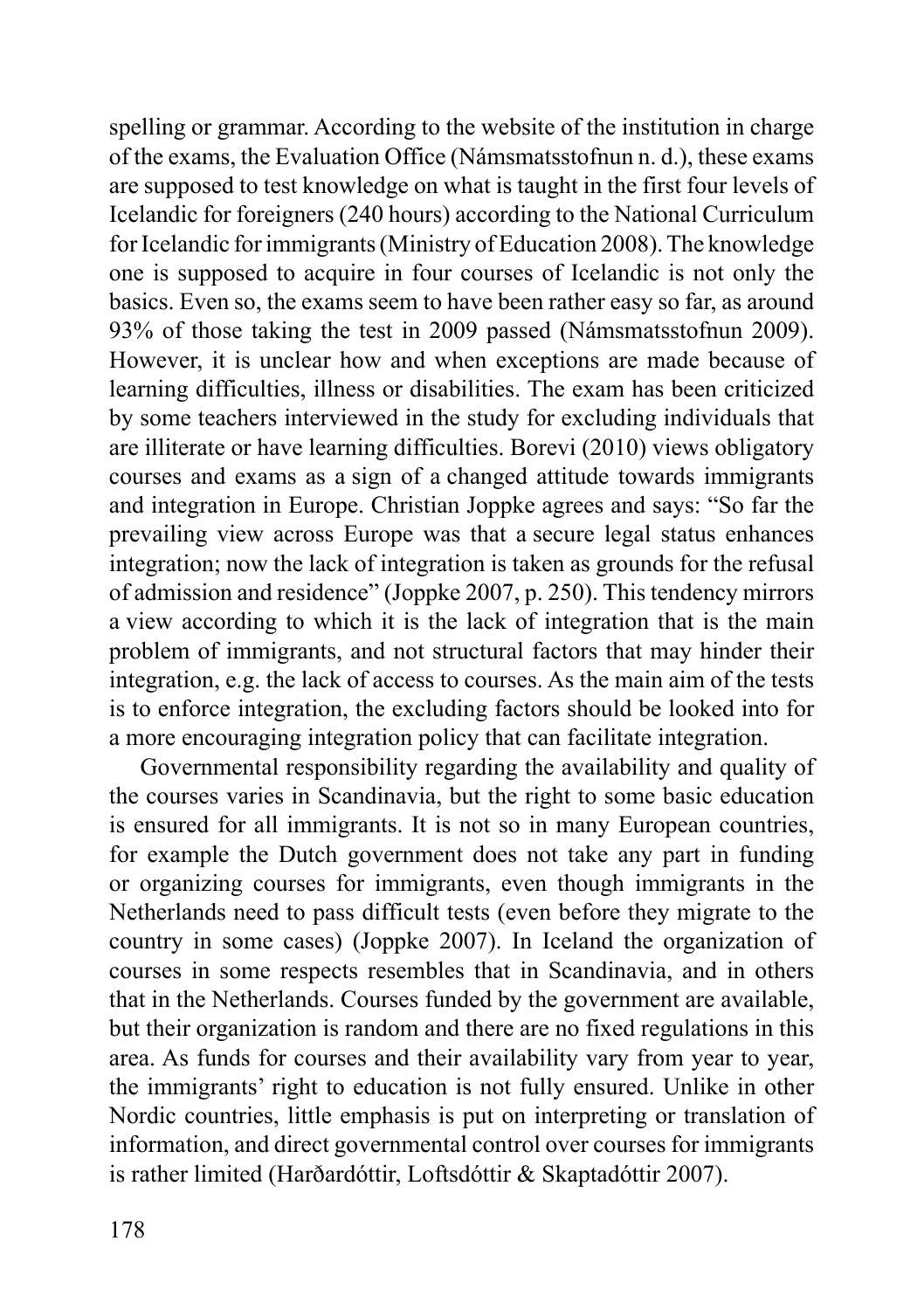spelling or grammar. According to the website of the institution in charge of the exams, the Evaluation Office (Námsmatsstofnun n. d.), these exams are supposed to test knowledge on what is taught in the first four levels of Icelandic for foreigners (240 hours) according to the National Curriculum for Icelandic for immigrants (Ministry of Education 2008). The knowledge one is supposed to acquire in four courses of Icelandic is not only the basics. Even so, the exams seem to have been rather easy so far, as around 93% of those taking the test in 2009 passed (Námsmatsstofnun 2009). However, it is unclear how and when exceptions are made because of learning difficulties, illness or disabilities. The exam has been criticized by some teachers interviewed in the study for excluding individuals that are illiterate or have learning difficulties. Borevi (2010) views obligatory courses and exams as a sign of a changed attitude towards immigrants and integration in Europe. Christian Joppke agrees and says: "So far the prevailing view across Europe was that a secure legal status enhances integration; now the lack of integration is taken as grounds for the refusal of admission and residence" (Joppke 2007, p. 250). This tendency mirrors a view according to which it is the lack of integration that is the main problem of immigrants, and not structural factors that may hinder their integration, e.g. the lack of access to courses. As the main aim of the tests is to enforce integration, the excluding factors should be looked into for a more encouraging integration policy that can facilitate integration.

Governmental responsibility regarding the availability and quality of the courses varies in Scandinavia, but the right to some basic education is ensured for all immigrants. It is not so in many European countries, for example the Dutch government does not take any part in funding or organizing courses for immigrants, even though immigrants in the Netherlands need to pass difficult tests (even before they migrate to the country in some cases) (Joppke 2007). In Iceland the organization of courses in some respects resembles that in Scandinavia, and in others that in the Netherlands. Courses funded by the government are available, but their organization is random and there are no fixed regulations in this area. As funds for courses and their availability vary from year to year, the immigrants' right to education is not fully ensured. Unlike in other Nordic countries, little emphasis is put on interpreting or translation of information, and direct governmental control over courses for immigrants is rather limited (Harðardóttir, Loftsdóttir & Skaptadóttir 2007).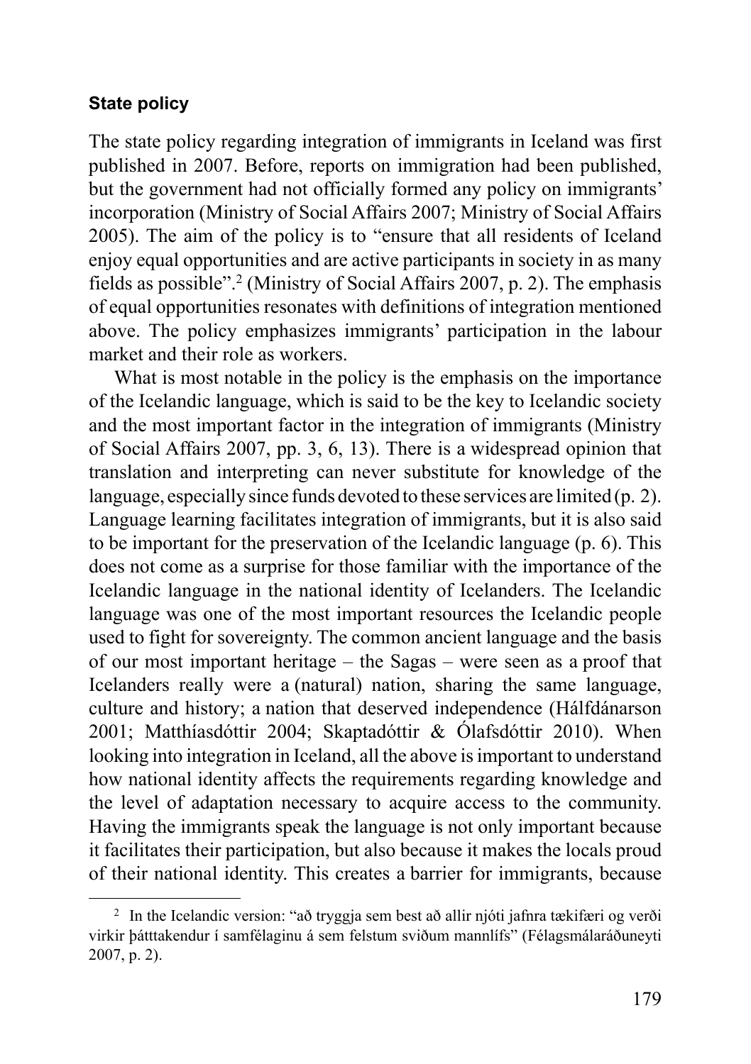### State policy

The state policy regarding integration of immigrants in Iceland was first published in 2007. Before, reports on immigration had been published, but the government had not officially formed any policy on immigrants' incorporation (Ministry of Social Affairs 2007; Ministry of Social Affairs 2005). The aim of the policy is to "ensure that all residents of Iceland enjoy equal opportunities and are active participants in society in as many fields as possible".[2] (Ministry of Social Affairs 2007, p. 2). The emphasis of equal opportunities resonates with definitions of integration mentioned above. The policy emphasizes immigrants' participation in the labour market and their role as workers.

What is most notable in the policy is the emphasis on the importance of the Icelandic language, which is said to be the key to Icelandic society and the most important factor in the integration of immigrants (Ministry of Social Affairs 2007, pp. 3, 6, 13). There is a widespread opinion that translation and interpreting can never substitute for knowledge of the language, especially since funds devoted to these services are limited (p. 2). Language learning facilitates integration of immigrants, but it is also said to be important for the preservation of the Icelandic language (p. 6). This does not come as a surprise for those familiar with the importance of the Icelandic language in the national identity of Icelanders. The Icelandic language was one of the most important resources the Icelandic people used to fight for sovereignty. The common ancient language and the basis of our most important heritage – the Sagas – were seen as a proof that Icelanders really were a (natural) nation, sharing the same language, culture and history; a nation that deserved independence (Hálfdánarson 2001; Matthíasdóttir 2004; Skaptadóttir & Ólafsdóttir 2010). When looking into integration in Iceland, all the above is important to understand how national identity affects the requirements regarding knowledge and the level of adaptation necessary to acquire access to the community. Having the immigrants speak the language is not only important because it facilitates their participation, but also because it makes the locals proud of their national identity. This creates a barrier for immigrants, because

---

[2] In the Icelandic version: "að tryggja sem best að allir njóti jafnra tækifæri og verði virkir þátttakendur í samfélaginu á sem felstum sviðum mannlífs" (Félagsmálaráðuneyti 2007, p. 2).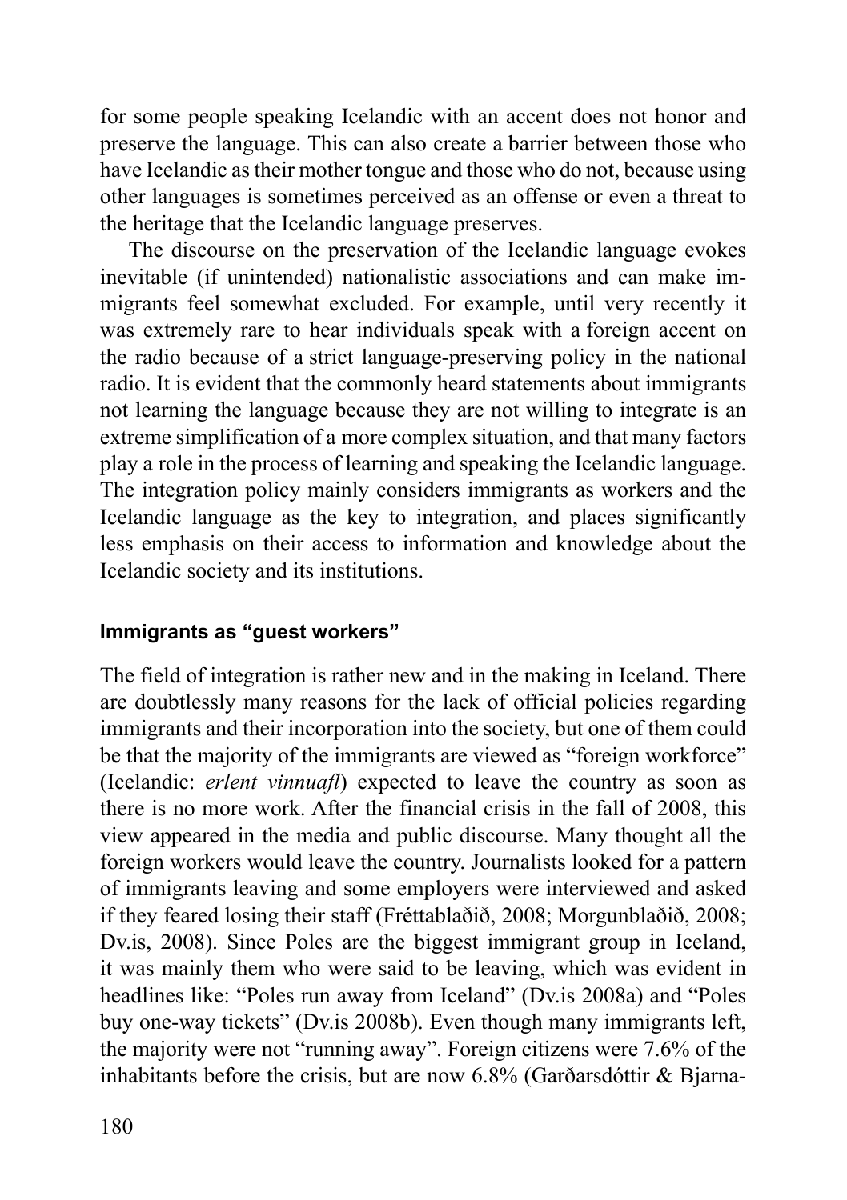for some people speaking Icelandic with an accent does not honor and preserve the language. This can also create a barrier between those who have Icelandic as their mother tongue and those who do not, because using other languages is sometimes perceived as an offense or even a threat to the heritage that the Icelandic language preserves.

The discourse on the preservation of the Icelandic language evokes inevitable (if unintended) nationalistic associations and can make immigrants feel somewhat excluded. For example, until very recently it was extremely rare to hear individuals speak with a foreign accent on the radio because of a strict language-preserving policy in the national radio. It is evident that the commonly heard statements about immigrants not learning the language because they are not willing to integrate is an extreme simplification of a more complex situation, and that many factors play a role in the process of learning and speaking the Icelandic language. The integration policy mainly considers immigrants as workers and the Icelandic language as the key to integration, and places significantly less emphasis on their access to information and knowledge about the Icelandic society and its institutions.

### Immigrants as "guest workers"

The field of integration is rather new and in the making in Iceland. There are doubtlessly many reasons for the lack of official policies regarding immigrants and their incorporation into the society, but one of them could be that the majority of the immigrants are viewed as "foreign workforce" (Icelandic: *erlent vinnuafl*) expected to leave the country as soon as there is no more work. After the financial crisis in the fall of 2008, this view appeared in the media and public discourse. Many thought all the foreign workers would leave the country. Journalists looked for a pattern of immigrants leaving and some employers were interviewed and asked if they feared losing their staff (Fréttablaðið, 2008; Morgunblaðið, 2008; Dv.is, 2008). Since Poles are the biggest immigrant group in Iceland, it was mainly them who were said to be leaving, which was evident in headlines like: "Poles run away from Iceland" (Dv.is 2008a) and "Poles buy one-way tickets" (Dv.is 2008b). Even though many immigrants left, the majority were not "running away". Foreign citizens were 7.6% of the inhabitants before the crisis, but are now 6.8% (Garðarsdóttir & Bjarna-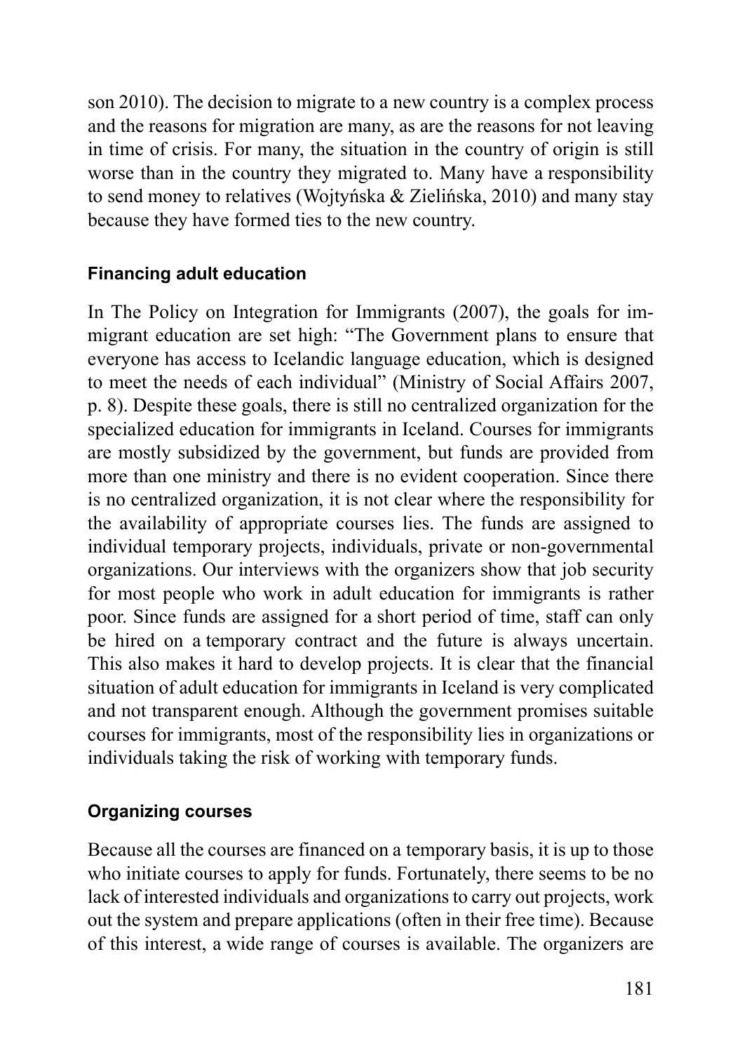son 2010). The decision to migrate to a new country is a complex process and the reasons for migration are many, as are the reasons for not leaving in time of crisis. For many, the situation in the country of origin is still worse than in the country they migrated to. Many have a responsibility to send money to relatives (Wojtyńska & Zielińska, 2010) and many stay because they have formed ties to the new country.

### Financing adult education

In The Policy on Integration for Immigrants (2007), the goals for immigrant education are set high: "The Government plans to ensure that everyone has access to Icelandic language education, which is designed to meet the needs of each individual" (Ministry of Social Affairs 2007, p. 8). Despite these goals, there is still no centralized organization for the specialized education for immigrants in Iceland. Courses for immigrants are mostly subsidized by the government, but funds are provided from more than one ministry and there is no evident cooperation. Since there is no centralized organization, it is not clear where the responsibility for the availability of appropriate courses lies. The funds are assigned to individual temporary projects, individuals, private or non-governmental organizations. Our interviews with the organizers show that job security for most people who work in adult education for immigrants is rather poor. Since funds are assigned for a short period of time, staff can only be hired on a temporary contract and the future is always uncertain. This also makes it hard to develop projects. It is clear that the financial situation of adult education for immigrants in Iceland is very complicated and not transparent enough. Although the government promises suitable courses for immigrants, most of the responsibility lies in organizations or individuals taking the risk of working with temporary funds.

### Organizing courses

Because all the courses are financed on a temporary basis, it is up to those who initiate courses to apply for funds. Fortunately, there seems to be no lack of interested individuals and organizations to carry out projects, work out the system and prepare applications (often in their free time). Because of this interest, a wide range of courses is available. The organizers are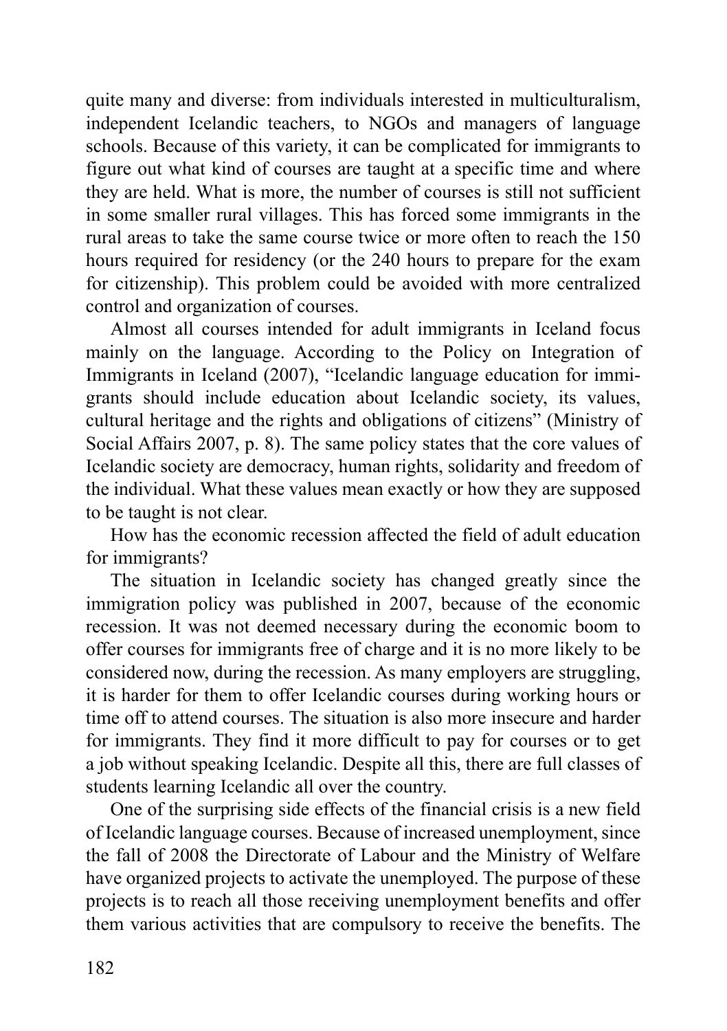quite many and diverse: from individuals interested in multiculturalism, independent Icelandic teachers, to NGOs and managers of language schools. Because of this variety, it can be complicated for immigrants to figure out what kind of courses are taught at a specific time and where they are held. What is more, the number of courses is still not sufficient in some smaller rural villages. This has forced some immigrants in the rural areas to take the same course twice or more often to reach the 150 hours required for residency (or the 240 hours to prepare for the exam for citizenship). This problem could be avoided with more centralized control and organization of courses.

Almost all courses intended for adult immigrants in Iceland focus mainly on the language. According to the Policy on Integration of Immigrants in Iceland (2007), "Icelandic language education for immigrants should include education about Icelandic society, its values, cultural heritage and the rights and obligations of citizens" (Ministry of Social Affairs 2007, p. 8). The same policy states that the core values of Icelandic society are democracy, human rights, solidarity and freedom of the individual. What these values mean exactly or how they are supposed to be taught is not clear.

How has the economic recession affected the field of adult education for immigrants?

The situation in Icelandic society has changed greatly since the immigration policy was published in 2007, because of the economic recession. It was not deemed necessary during the economic boom to offer courses for immigrants free of charge and it is no more likely to be considered now, during the recession. As many employers are struggling, it is harder for them to offer Icelandic courses during working hours or time off to attend courses. The situation is also more insecure and harder for immigrants. They find it more difficult to pay for courses or to get a job without speaking Icelandic. Despite all this, there are full classes of students learning Icelandic all over the country.

One of the surprising side effects of the financial crisis is a new field of Icelandic language courses. Because of increased unemployment, since the fall of 2008 the Directorate of Labour and the Ministry of Welfare have organized projects to activate the unemployed. The purpose of these projects is to reach all those receiving unemployment benefits and offer them various activities that are compulsory to receive the benefits. The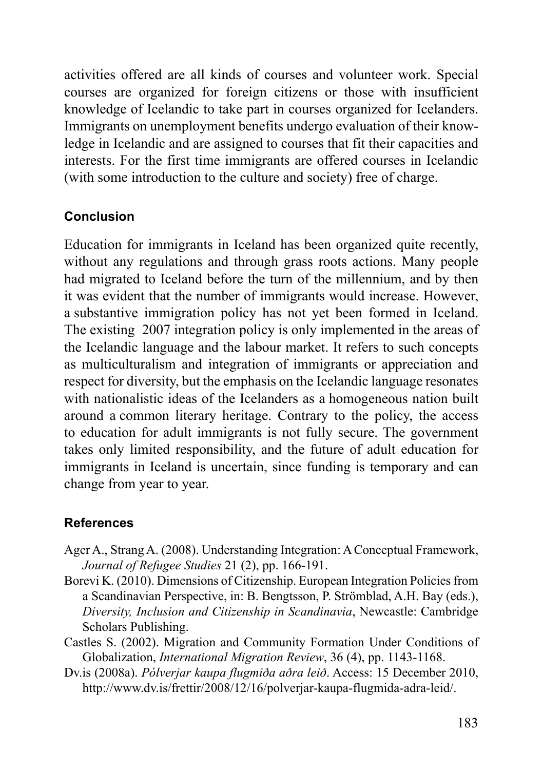activities offered are all kinds of courses and volunteer work. Special courses are organized for foreign citizens or those with insufficient knowledge of Icelandic to take part in courses organized for Icelanders. Immigrants on unemployment benefits undergo evaluation of their knowledge in Icelandic and are assigned to courses that fit their capacities and interests. For the first time immigrants are offered courses in Icelandic (with some introduction to the culture and society) free of charge.

## Conclusion

Education for immigrants in Iceland has been organized quite recently, without any regulations and through grass roots actions. Many people had migrated to Iceland before the turn of the millennium, and by then it was evident that the number of immigrants would increase. However, a substantive immigration policy has not yet been formed in Iceland. The existing 2007 integration policy is only implemented in the areas of the Icelandic language and the labour market. It refers to such concepts as multiculturalism and integration of immigrants or appreciation and respect for diversity, but the emphasis on the Icelandic language resonates with nationalistic ideas of the Icelanders as a homogeneous nation built around a common literary heritage. Contrary to the policy, the access to education for adult immigrants is not fully secure. The government takes only limited responsibility, and the future of adult education for immigrants in Iceland is uncertain, since funding is temporary and can change from year to year.

## References

Ager A., Strang A. (2008). Understanding Integration: A Conceptual Framework, *Journal of Refugee Studies* 21 (2), pp. 166-191.

Borevi K. (2010). Dimensions of Citizenship. European Integration Policies from a Scandinavian Perspective, in: B. Bengtsson, P. Strömblad, A.H. Bay (eds.), *Diversity, Inclusion and Citizenship in Scandinavia*, Newcastle: Cambridge Scholars Publishing.

Castles S. (2002). Migration and Community Formation Under Conditions of Globalization, *International Migration Review*, 36 (4), pp. 1143-1168.

Dv.is (2008a). *Pólverjar kaupa flugmiða aðra leið*. Access: 15 December 2010, http://www.dv.is/frettir/2008/12/16/polverjar-kaupa-flugmida-adra-leid/.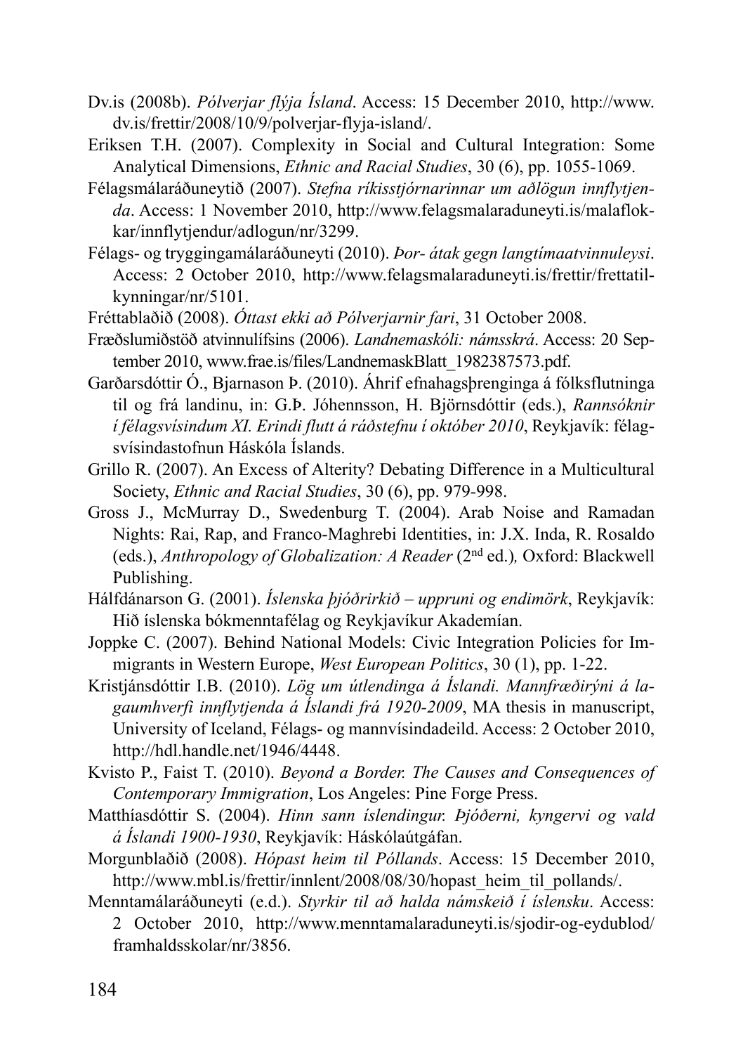Dv.is (2008b). *Pólverjar flýja Ísland*. Access: 15 December 2010, http://www.dv.is/frettir/2008/10/9/polverjar-flyja-island/.

Eriksen T.H. (2007). Complexity in Social and Cultural Integration: Some Analytical Dimensions, *Ethnic and Racial Studies*, 30 (6), pp. 1055-1069.

Félagsmálaráðuneytið (2007). *Stefna ríkisstjórnarinnar um aðlögun innflytjenda*. Access: 1 November 2010, http://www.felagsmalaraduneyti.is/malaflokkar/innflytjendur/adlogun/nr/3299.

Félags- og tryggingamálaráðuneyti (2010). *Þor- átak gegn langtímaatvinnuleysi*. Access: 2 October 2010, http://www.felagsmalaraduneyti.is/frettir/frettatilkynningar/nr/5101.

Fréttablaðið (2008). *Óttast ekki að Pólverjarnir fari*, 31 October 2008.

Fræðslumiðstöð atvinnulífsins (2006). *Landnemaskóli: námsskrá*. Access: 20 September 2010, www.frae.is/files/LandnemaskBlatt_1982387573.pdf.

Garðarsdóttir Ó., Bjarnason Þ. (2010). Áhrif efnahagsþrenginga á fólksflutninga til og frá landinu, in: G.Þ. Jóhennsson, H. Björnsdóttir (eds.), *Rannsóknir í félagsvísindum XI. Erindi flutt á ráðstefnu í október 2010*, Reykjavík: félagsvísindastofnun Háskóla Íslands.

Grillo R. (2007). An Excess of Alterity? Debating Difference in a Multicultural Society, *Ethnic and Racial Studies*, 30 (6), pp. 979-998.

Gross J., McMurray D., Swedenburg T. (2004). Arab Noise and Ramadan Nights: Rai, Rap, and Franco-Maghrebi Identities, in: J.X. Inda, R. Rosaldo (eds.), *Anthropology of Globalization: A Reader* (2nd ed.), Oxford: Blackwell Publishing.

Hálfdánarson G. (2001). *Íslenska þjóðrirkið – uppruni og endimörk*, Reykjavík: Hið íslenska bókmenntafélag og Reykjavíkur Akademían.

Joppke C. (2007). Behind National Models: Civic Integration Policies for Immigrants in Western Europe, *West European Politics*, 30 (1), pp. 1-22.

Kristjánsdóttir I.B. (2010). *Lög um útlendinga á Íslandi. Mannfræðirýni á lagaumhverfi innflytjenda á Íslandi frá 1920-2009*, MA thesis in manuscript, University of Iceland, Félags- og mannvísindadeild. Access: 2 October 2010, http://hdl.handle.net/1946/4448.

Kvisto P., Faist T. (2010). *Beyond a Border. The Causes and Consequences of Contemporary Immigration*, Los Angeles: Pine Forge Press.

Matthíasdóttir S. (2004). *Hinn sann íslendingur. Þjóðerni, kyngervi og vald á Íslandi 1900-1930*, Reykjavík: Háskólaútgáfan.

Morgunblaðið (2008). *Hópast heim til Póllands*. Access: 15 December 2010, http://www.mbl.is/frettir/innlent/2008/08/30/hopast_heim_til_pollands/.

Menntamálaráðuneyti (e.d.). *Styrkir til að halda námskeið í íslensku*. Access: 2 October 2010, http://www.menntamalaraduneyti.is/sjodir-og-eydublod/framhaldsskolar/nr/3856.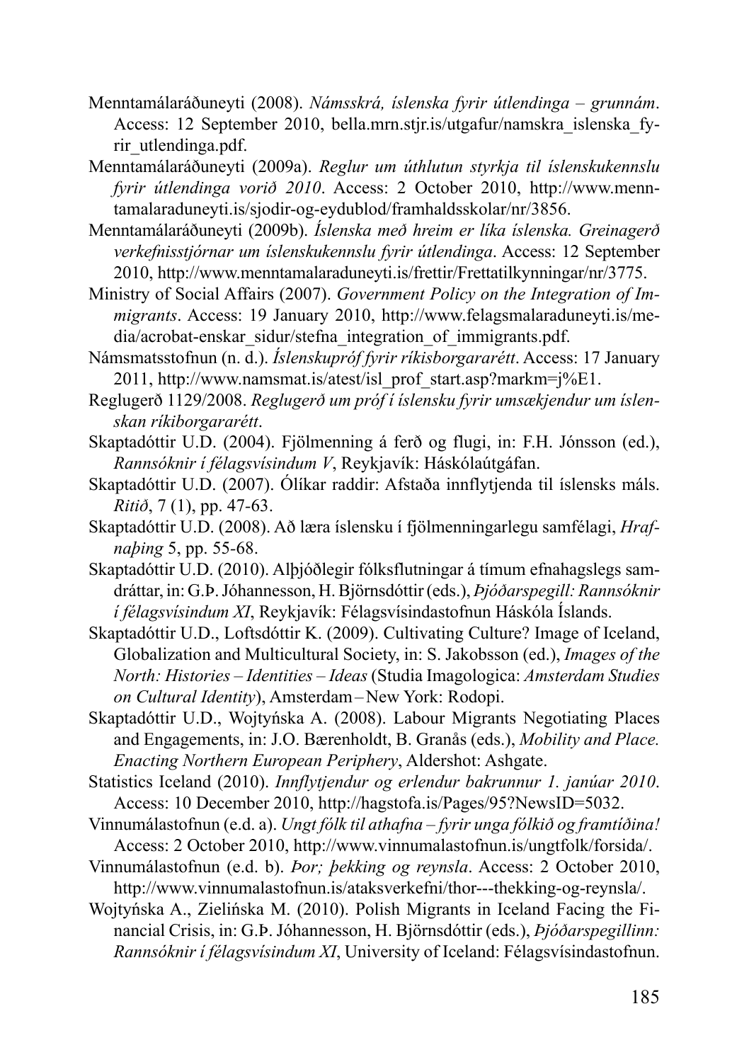Menntamálaráðuneyti (2008). *Námsskrá, íslenska fyrir útlendinga – grunnám*. Access: 12 September 2010, bella.mrn.stjr.is/utgafur/namskra_islenska_fyrir_utlendinga.pdf.

Menntamálaráðuneyti (2009a). *Reglur um úthlutun styrkja til íslenskukennslu fyrir útlendinga vorið 2010*. Access: 2 October 2010, http://www.menntamalaraduneyti.is/sjodir-og-eydublod/framhaldsskolar/nr/3856.

Menntamálaráðuneyti (2009b). *Íslenska með hreim er líka íslenska. Greinagerð verkefnisstjórnar um íslenskukennslu fyrir útlendinga*. Access: 12 September 2010, http://www.menntamalaraduneyti.is/frettir/Frettatilkynningar/nr/3775.

Ministry of Social Affairs (2007). *Government Policy on the Integration of Immigrants*. Access: 19 January 2010, http://www.felagsmalaraduneyti.is/media/acrobat-enskar_sidur/stefna_integration_of_immigrants.pdf.

Námsmatsstofnun (n. d.). *Íslenskupróf fyrir ríkisborgararétt*. Access: 17 January 2011, http://www.namsmat.is/atest/isl_prof_start.asp?markm=j%E1.

Reglugerð 1129/2008. *Reglugerð um próf í íslensku fyrir umsækjendur um íslenskan ríkiborgararétt*.

Skaptadóttir U.D. (2004). Fjölmenning á ferð og flugi, in: F.H. Jónsson (ed.), *Rannsóknir í félagsvísindum V*, Reykjavík: Háskólaútgáfan.

Skaptadóttir U.D. (2007). Ólíkar raddir: Afstaða innflytjenda til íslensks máls. *Ritið*, 7 (1), pp. 47-63.

Skaptadóttir U.D. (2008). Að læra íslensku í fjölmenningarlegu samfélagi, *Hrafnaþing* 5, pp. 55-68.

Skaptadóttir U.D. (2010). Alþjóðlegir fólksflutningar á tímum efnahagslegs samdráttar, in: G.Þ. Jóhannesson, H. Björnsdóttir (eds.), *Þjóðarspegill: Rannsóknir í félagsvísindum XI*, Reykjavík: Félagsvísindastofnun Háskóla Íslands.

Skaptadóttir U.D., Loftsdóttir K. (2009). Cultivating Culture? Image of Iceland, Globalization and Multicultural Society, in: S. Jakobsson (ed.), *Images of the North: Histories – Identities – Ideas* (Studia Imagologica: *Amsterdam Studies on Cultural Identity*), Amsterdam – New York: Rodopi.

Skaptadóttir U.D., Wojtyńska A. (2008). Labour Migrants Negotiating Places and Engagements, in: J.O. Bærenholdt, B. Granås (eds.), *Mobility and Place. Enacting Northern European Periphery*, Aldershot: Ashgate.

Statistics Iceland (2010). *Innflytjendur og erlendur bakrunnur 1. janúar 2010*. Access: 10 December 2010, http://hagstofa.is/Pages/95?NewsID=5032.

Vinnumálastofnun (e.d. a). *Ungt fólk til athafna – fyrir unga fólkið og framtíðina!* Access: 2 October 2010, http://www.vinnumalastofnun.is/ungtfolk/forsida/.

Vinnumálastofnun (e.d. b). *Þor; þekking og reynsla*. Access: 2 October 2010, http://www.vinnumalastofnun.is/ataksverkefni/thor---thekking-og-reynsla/.

Wojtyńska A., Zielińska M. (2010). Polish Migrants in Iceland Facing the Financial Crisis, in: G.Þ. Jóhannesson, H. Björnsdóttir (eds.), *Þjóðarspegillinn: Rannsóknir í félagsvísindum XI*, University of Iceland: Félagsvísindastofnun.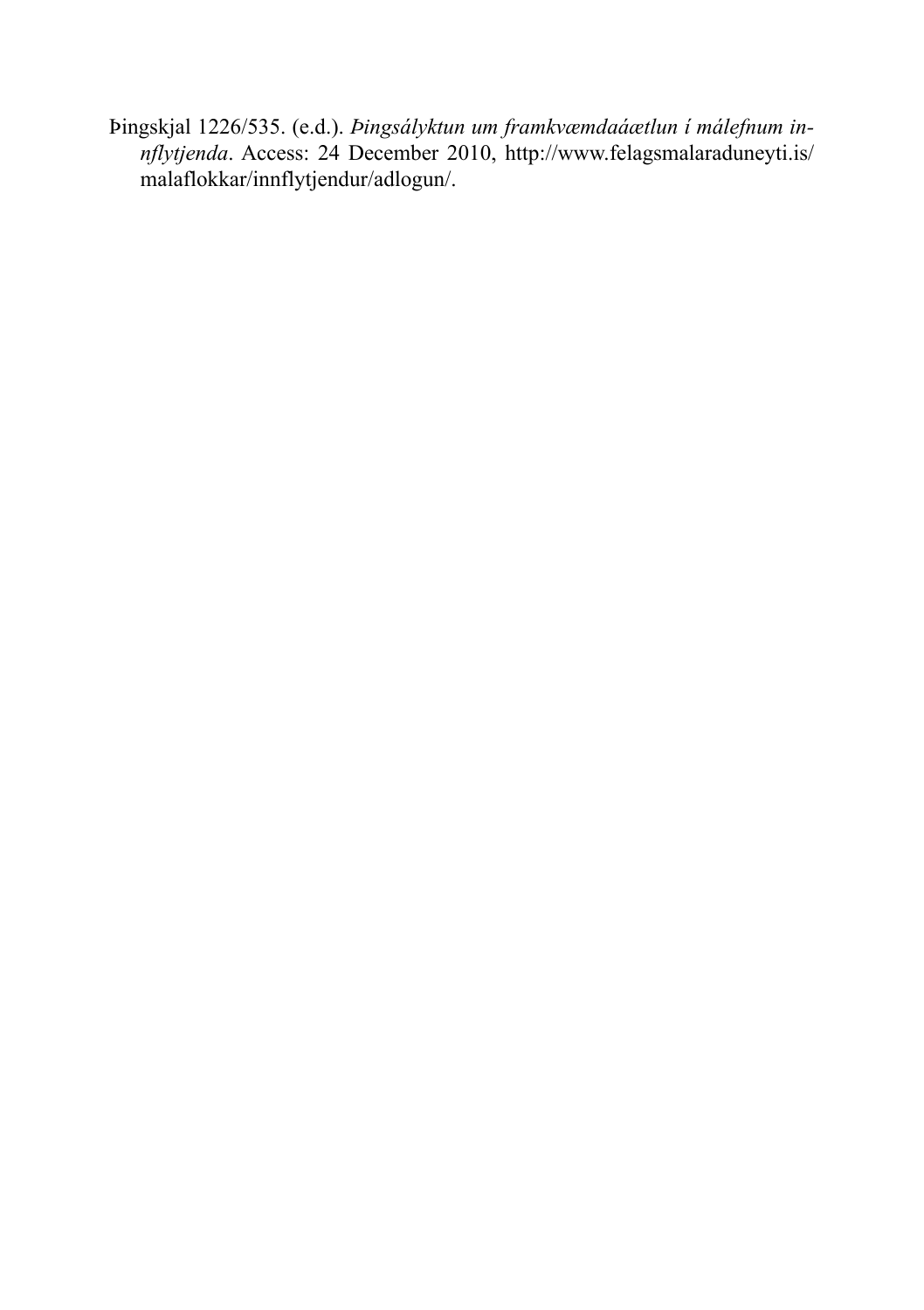Þingskjal 1226/535. (e.d.). *Þingsályktun um framkvæmdaáætlun í málefnum innflytjenda*. Access: 24 December 2010, http://www.felagsmalaraduneyti.is/malaflokkar/innflytjendur/adlogun/.